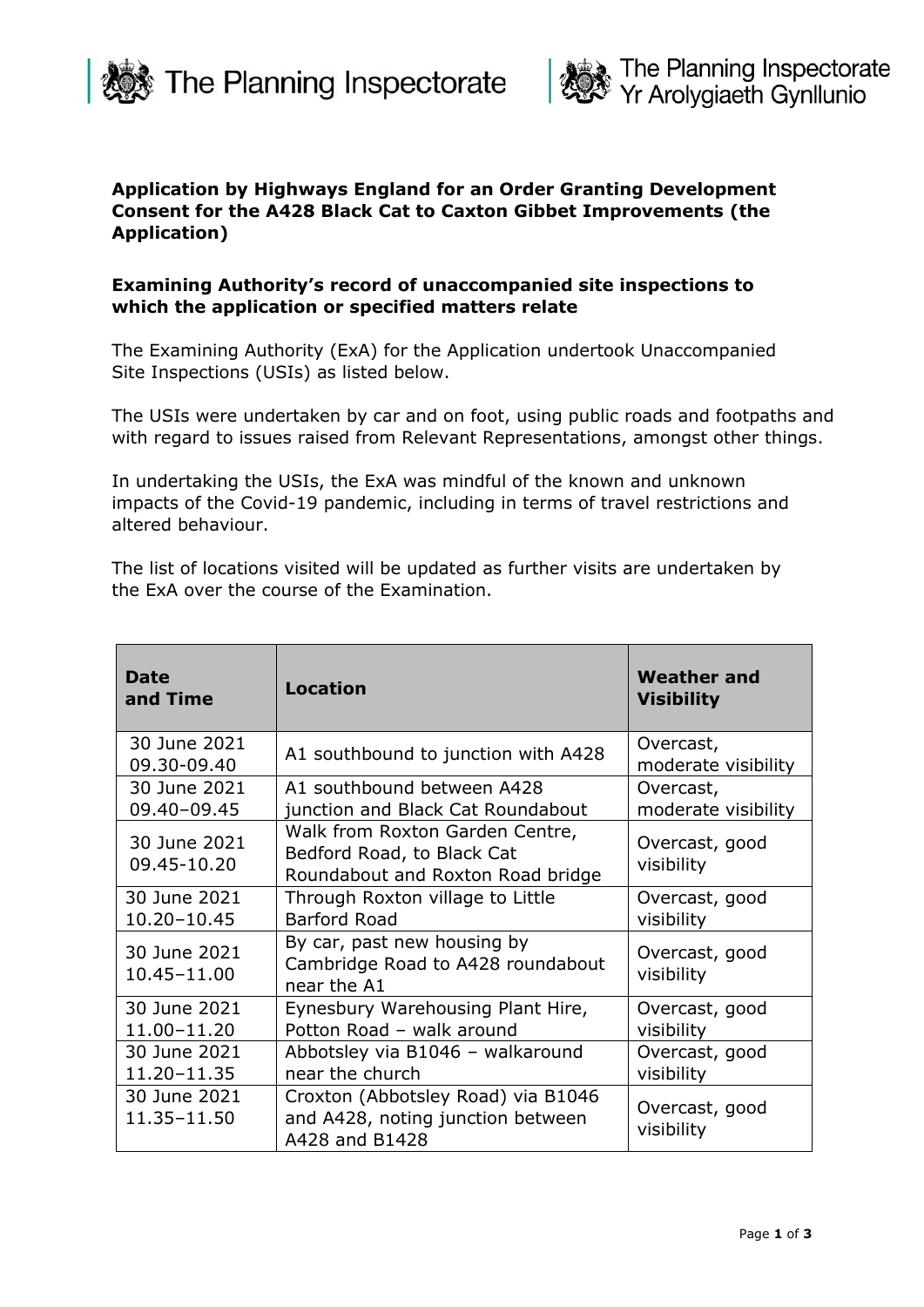The Planning Inspectorate

The Planning Inspectorate
Yr Arolygiaeth Gynllunio

**Application by Highways England for an Order Granting Development Consent for the A428 Black Cat to Caxton Gibbet Improvements (the Application)**

**Examining Authority's record of unaccompanied site inspections to which the application or specified matters relate**

The Examining Authority (ExA) for the Application undertook Unaccompanied Site Inspections (USIs) as listed below.

The USIs were undertaken by car and on foot, using public roads and footpaths and with regard to issues raised from Relevant Representations, amongst other things.

In undertaking the USIs, the ExA was mindful of the known and unknown impacts of the Covid-19 pandemic, including in terms of travel restrictions and altered behaviour.

The list of locations visited will be updated as further visits are undertaken by the ExA over the course of the Examination.

| Date and Time | Location | Weather and Visibility |
|---|---|---|
| 30 June 2021 09.30-09.40 | A1 southbound to junction with A428 | Overcast, moderate visibility |
| 30 June 2021 09.40–09.45 | A1 southbound between A428 junction and Black Cat Roundabout | Overcast, moderate visibility |
| 30 June 2021 09.45-10.20 | Walk from Roxton Garden Centre, Bedford Road, to Black Cat Roundabout and Roxton Road bridge | Overcast, good visibility |
| 30 June 2021 10.20–10.45 | Through Roxton village to Little Barford Road | Overcast, good visibility |
| 30 June 2021 10.45–11.00 | By car, past new housing by Cambridge Road to A428 roundabout near the A1 | Overcast, good visibility |
| 30 June 2021 11.00–11.20 | Eynesbury Warehousing Plant Hire, Potton Road – walk around | Overcast, good visibility |
| 30 June 2021 11.20–11.35 | Abbotsley via B1046 – walkaround near the church | Overcast, good visibility |
| 30 June 2021 11.35–11.50 | Croxton (Abbotsley Road) via B1046 and A428, noting junction between A428 and B1428 | Overcast, good visibility |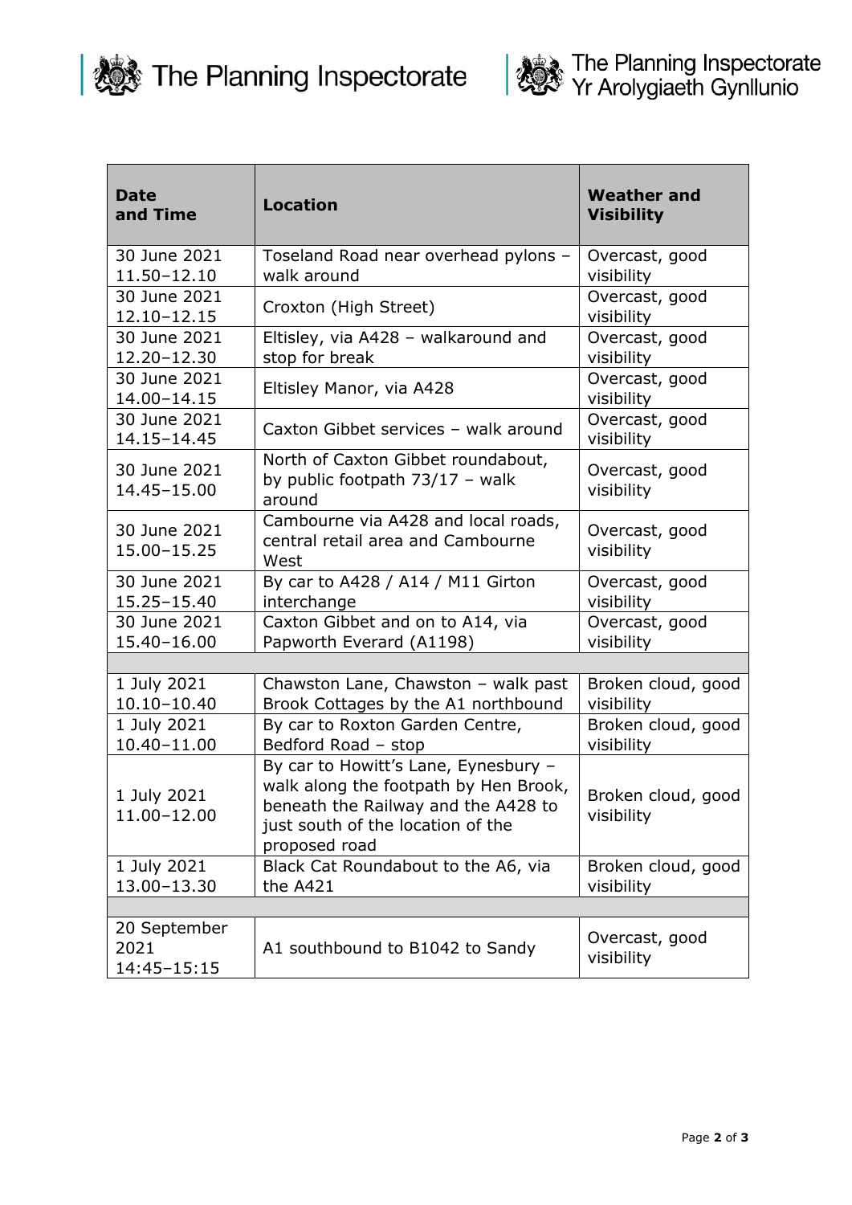| Date and Time | Location | Weather and Visibility |
| --- | --- | --- |
| 30 June 2021 11.50–12.10 | Toseland Road near overhead pylons – walk around | Overcast, good visibility |
| 30 June 2021 12.10–12.15 | Croxton (High Street) | Overcast, good visibility |
| 30 June 2021 12.20–12.30 | Eltisley, via A428 – walkaround and stop for break | Overcast, good visibility |
| 30 June 2021 14.00–14.15 | Eltisley Manor, via A428 | Overcast, good visibility |
| 30 June 2021 14.15–14.45 | Caxton Gibbet services – walk around | Overcast, good visibility |
| 30 June 2021 14.45–15.00 | North of Caxton Gibbet roundabout, by public footpath 73/17 – walk around | Overcast, good visibility |
| 30 June 2021 15.00–15.25 | Cambourne via A428 and local roads, central retail area and Cambourne West | Overcast, good visibility |
| 30 June 2021 15.25–15.40 | By car to A428 / A14 / M11 Girton interchange | Overcast, good visibility |
| 30 June 2021 15.40–16.00 | Caxton Gibbet and on to A14, via Papworth Everard (A1198) | Overcast, good visibility |
| | | |
| 1 July 2021 10.10–10.40 | Chawston Lane, Chawston – walk past Brook Cottages by the A1 northbound | Broken cloud, good visibility |
| 1 July 2021 10.40–11.00 | By car to Roxton Garden Centre, Bedford Road – stop | Broken cloud, good visibility |
| 1 July 2021 11.00–12.00 | By car to Howitt's Lane, Eynesbury – walk along the footpath by Hen Brook, beneath the Railway and the A428 to just south of the location of the proposed road | Broken cloud, good visibility |
| 1 July 2021 13.00–13.30 | Black Cat Roundabout to the A6, via the A421 | Broken cloud, good visibility |
| | | |
| 20 September 2021 14:45–15:15 | A1 southbound to B1042 to Sandy | Overcast, good visibility |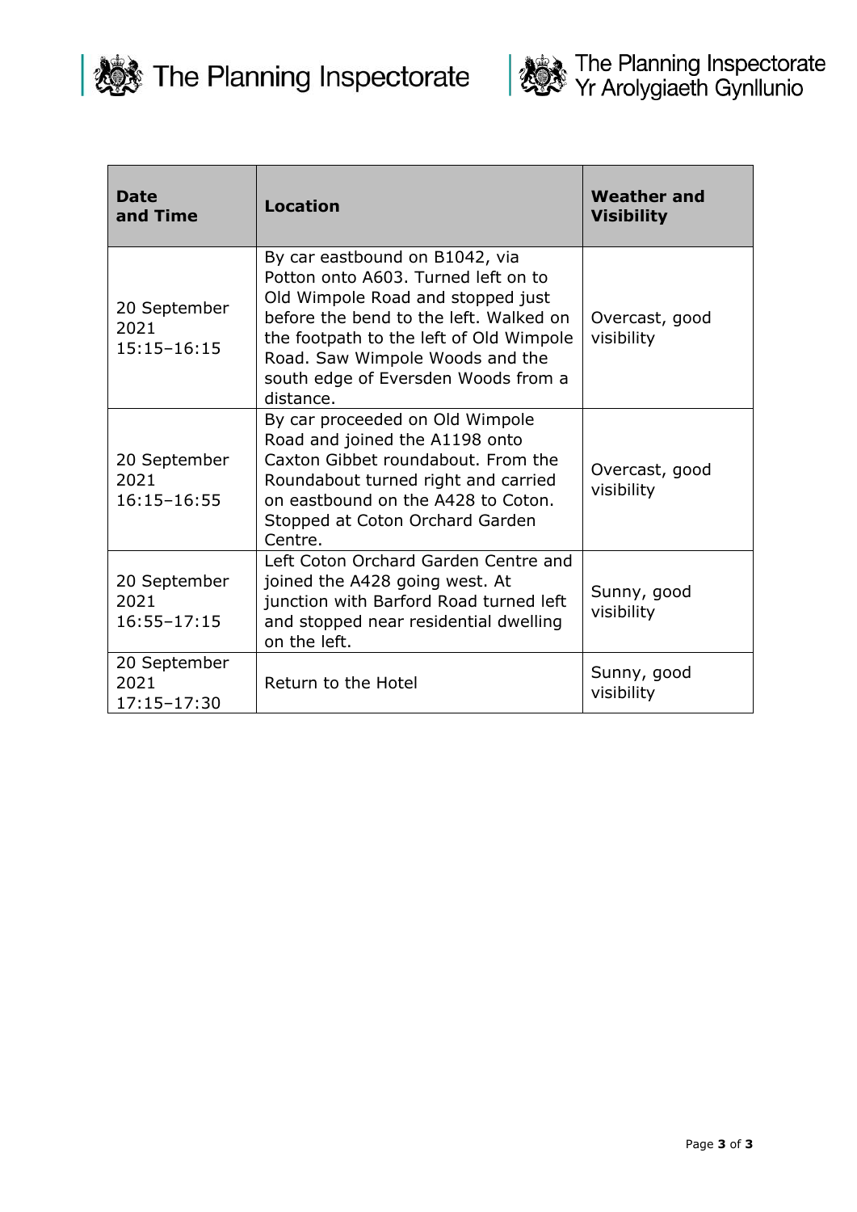| Date and Time | Location | Weather and Visibility |
| --- | --- | --- |
| 20 September 2021 15:15–16:15 | By car eastbound on B1042, via Potton onto A603. Turned left on to Old Wimpole Road and stopped just before the bend to the left. Walked on the footpath to the left of Old Wimpole Road. Saw Wimpole Woods and the south edge of Eversden Woods from a distance. | Overcast, good visibility |
| 20 September 2021 16:15–16:55 | By car proceeded on Old Wimpole Road and joined the A1198 onto Caxton Gibbet roundabout. From the Roundabout turned right and carried on eastbound on the A428 to Coton. Stopped at Coton Orchard Garden Centre. | Overcast, good visibility |
| 20 September 2021 16:55–17:15 | Left Coton Orchard Garden Centre and joined the A428 going west. At junction with Barford Road turned left and stopped near residential dwelling on the left. | Sunny, good visibility |
| 20 September 2021 17:15–17:30 | Return to the Hotel | Sunny, good visibility |